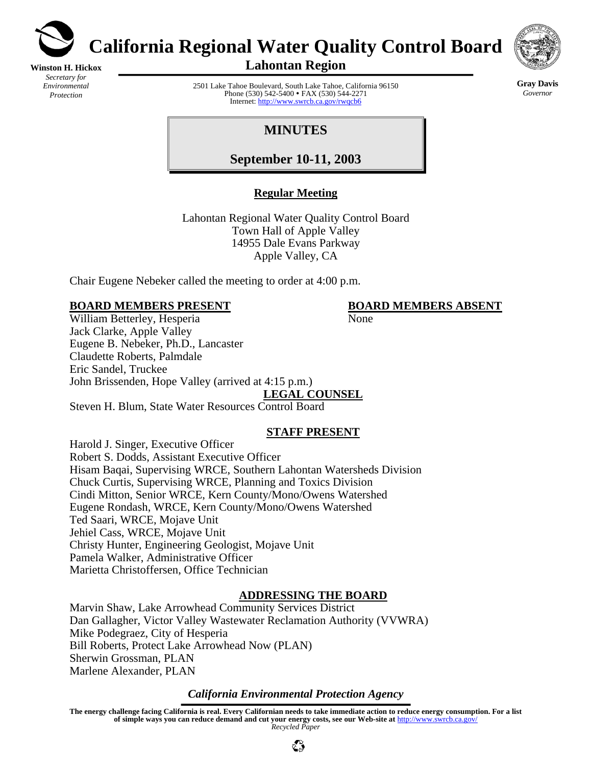# California Regional Water Quality Control Board

## Lahontan Region

**Winston H. Hickox**
*Secretary for Environmental Protection*

2501 Lake Tahoe Boulevard, South Lake Tahoe, California 96150
Phone (530) 542-5400 • FAX (530) 544-2271
Internet: http://www.swrcb.ca.gov/rwqcb6

**Gray Davis**
*Governor*

## MINUTES

## September 10-11, 2003

**Regular Meeting**

Lahontan Regional Water Quality Control Board
Town Hall of Apple Valley
14955 Dale Evans Parkway
Apple Valley, CA

Chair Eugene Nebeker called the meeting to order at 4:00 p.m.

**BOARD MEMBERS PRESENT**

William Betterley, Hesperia
Jack Clarke, Apple Valley
Eugene B. Nebeker, Ph.D., Lancaster
Claudette Roberts, Palmdale
Eric Sandel, Truckee
John Brissenden, Hope Valley (arrived at 4:15 p.m.)

**BOARD MEMBERS ABSENT**

None

**LEGAL COUNSEL**

Steven H. Blum, State Water Resources Control Board

**STAFF PRESENT**

Harold J. Singer, Executive Officer
Robert S. Dodds, Assistant Executive Officer
Hisam Baqai, Supervising WRCE, Southern Lahontan Watersheds Division
Chuck Curtis, Supervising WRCE, Planning and Toxics Division
Cindi Mitton, Senior WRCE, Kern County/Mono/Owens Watershed
Eugene Rondash, WRCE, Kern County/Mono/Owens Watershed
Ted Saari, WRCE, Mojave Unit
Jehiel Cass, WRCE, Mojave Unit
Christy Hunter, Engineering Geologist, Mojave Unit
Pamela Walker, Administrative Officer
Marietta Christoffersen, Office Technician

**ADDRESSING THE BOARD**

Marvin Shaw, Lake Arrowhead Community Services District
Dan Gallagher, Victor Valley Wastewater Reclamation Authority (VVWRA)
Mike Podegraez, City of Hesperia
Bill Roberts, Protect Lake Arrowhead Now (PLAN)
Sherwin Grossman, PLAN
Marlene Alexander, PLAN

*California Environmental Protection Agency*

**The energy challenge facing California is real. Every Californian needs to take immediate action to reduce energy consumption. For a list of simple ways you can reduce demand and cut your energy costs, see our Web-site at http://www.swrcb.ca.gov/**

*Recycled Paper*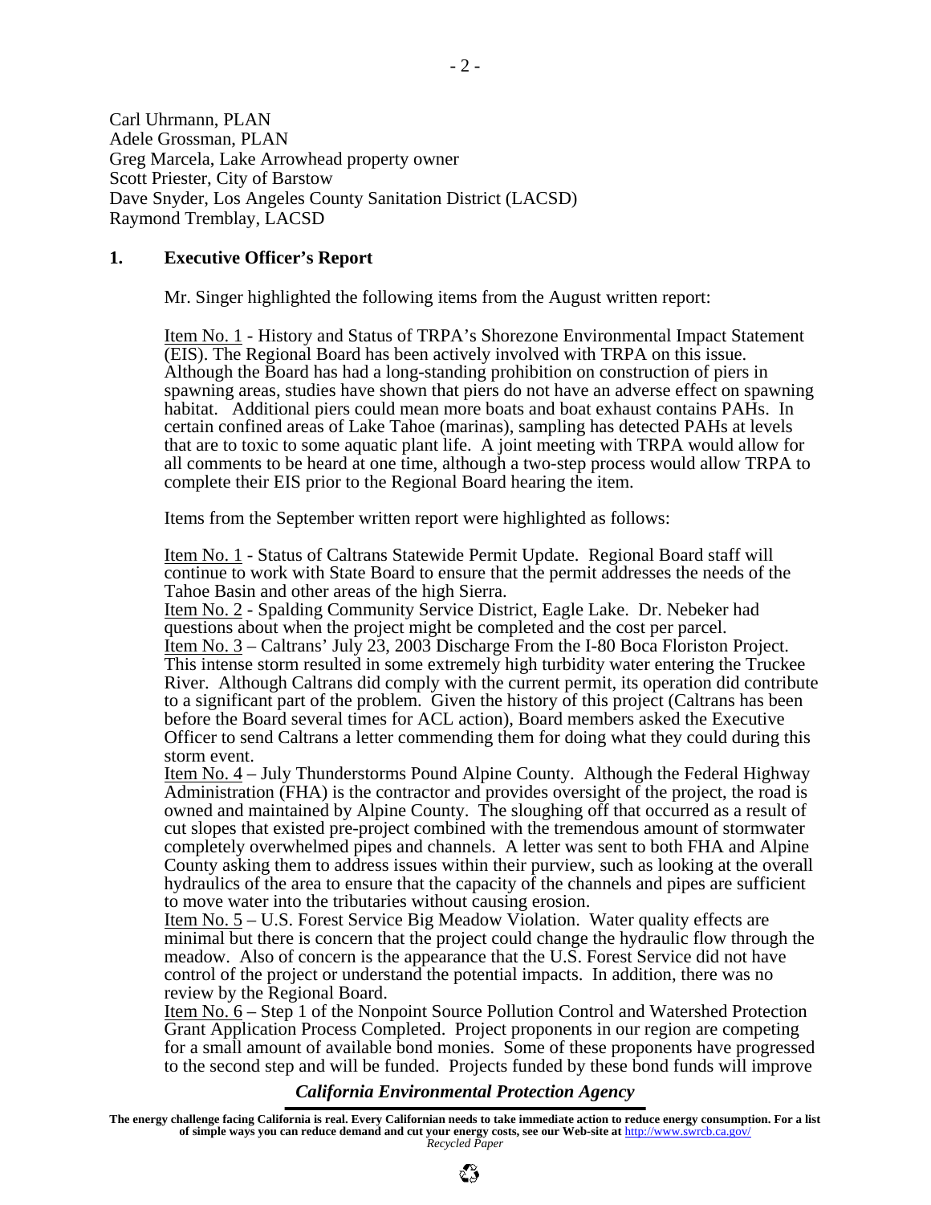Carl Uhrmann, PLAN
Adele Grossman, PLAN
Greg Marcela, Lake Arrowhead property owner
Scott Priester, City of Barstow
Dave Snyder, Los Angeles County Sanitation District (LACSD)
Raymond Tremblay, LACSD

## 1. Executive Officer's Report

Mr. Singer highlighted the following items from the August written report:

Item No. 1 - History and Status of TRPA's Shorezone Environmental Impact Statement (EIS). The Regional Board has been actively involved with TRPA on this issue. Although the Board has had a long-standing prohibition on construction of piers in spawning areas, studies have shown that piers do not have an adverse effect on spawning habitat. Additional piers could mean more boats and boat exhaust contains PAHs. In certain confined areas of Lake Tahoe (marinas), sampling has detected PAHs at levels that are to toxic to some aquatic plant life. A joint meeting with TRPA would allow for all comments to be heard at one time, although a two-step process would allow TRPA to complete their EIS prior to the Regional Board hearing the item.

Items from the September written report were highlighted as follows:

Item No. 1 - Status of Caltrans Statewide Permit Update. Regional Board staff will continue to work with State Board to ensure that the permit addresses the needs of the Tahoe Basin and other areas of the high Sierra.

Item No. 2 - Spalding Community Service District, Eagle Lake. Dr. Nebeker had questions about when the project might be completed and the cost per parcel.

Item No. 3 – Caltrans' July 23, 2003 Discharge From the I-80 Boca Floriston Project. This intense storm resulted in some extremely high turbidity water entering the Truckee River. Although Caltrans did comply with the current permit, its operation did contribute to a significant part of the problem. Given the history of this project (Caltrans has been before the Board several times for ACL action), Board members asked the Executive Officer to send Caltrans a letter commending them for doing what they could during this storm event.

Item No. 4 – July Thunderstorms Pound Alpine County. Although the Federal Highway Administration (FHA) is the contractor and provides oversight of the project, the road is owned and maintained by Alpine County. The sloughing off that occurred as a result of cut slopes that existed pre-project combined with the tremendous amount of stormwater completely overwhelmed pipes and channels. A letter was sent to both FHA and Alpine County asking them to address issues within their purview, such as looking at the overall hydraulics of the area to ensure that the capacity of the channels and pipes are sufficient to move water into the tributaries without causing erosion.

Item No. 5 – U.S. Forest Service Big Meadow Violation. Water quality effects are minimal but there is concern that the project could change the hydraulic flow through the meadow. Also of concern is the appearance that the U.S. Forest Service did not have control of the project or understand the potential impacts. In addition, there was no review by the Regional Board.

Item No. 6 – Step 1 of the Nonpoint Source Pollution Control and Watershed Protection Grant Application Process Completed. Project proponents in our region are competing for a small amount of available bond monies. Some of these proponents have progressed to the second step and will be funded. Projects funded by these bond funds will improve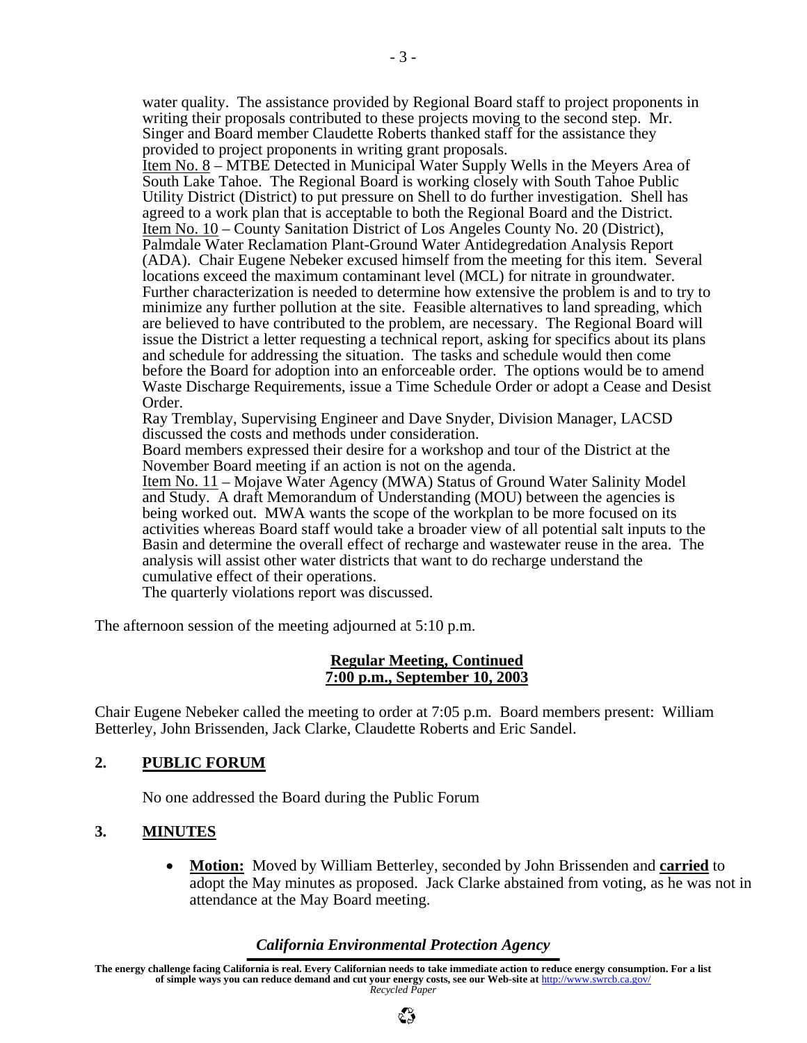water quality. The assistance provided by Regional Board staff to project proponents in writing their proposals contributed to these projects moving to the second step. Mr. Singer and Board member Claudette Roberts thanked staff for the assistance they provided to project proponents in writing grant proposals.

Item No. 8 – MTBE Detected in Municipal Water Supply Wells in the Meyers Area of South Lake Tahoe. The Regional Board is working closely with South Tahoe Public Utility District (District) to put pressure on Shell to do further investigation. Shell has agreed to a work plan that is acceptable to both the Regional Board and the District.

Item No. 10 – County Sanitation District of Los Angeles County No. 20 (District), Palmdale Water Reclamation Plant-Ground Water Antidegredation Analysis Report (ADA). Chair Eugene Nebeker excused himself from the meeting for this item. Several locations exceed the maximum contaminant level (MCL) for nitrate in groundwater. Further characterization is needed to determine how extensive the problem is and to try to minimize any further pollution at the site. Feasible alternatives to land spreading, which are believed to have contributed to the problem, are necessary. The Regional Board will issue the District a letter requesting a technical report, asking for specifics about its plans and schedule for addressing the situation. The tasks and schedule would then come before the Board for adoption into an enforceable order. The options would be to amend Waste Discharge Requirements, issue a Time Schedule Order or adopt a Cease and Desist Order.

Ray Tremblay, Supervising Engineer and Dave Snyder, Division Manager, LACSD discussed the costs and methods under consideration.

Board members expressed their desire for a workshop and tour of the District at the November Board meeting if an action is not on the agenda.

Item No. 11 – Mojave Water Agency (MWA) Status of Ground Water Salinity Model and Study. A draft Memorandum of Understanding (MOU) between the agencies is being worked out. MWA wants the scope of the workplan to be more focused on its activities whereas Board staff would take a broader view of all potential salt inputs to the Basin and determine the overall effect of recharge and wastewater reuse in the area. The analysis will assist other water districts that want to do recharge understand the cumulative effect of their operations.

The quarterly violations report was discussed.

The afternoon session of the meeting adjourned at 5:10 p.m.

**Regular Meeting, Continued**
**7:00 p.m., September 10, 2003**

Chair Eugene Nebeker called the meeting to order at 7:05 p.m. Board members present: William Betterley, John Brissenden, Jack Clarke, Claudette Roberts and Eric Sandel.

## 2. PUBLIC FORUM

No one addressed the Board during the Public Forum

## 3. MINUTES

- **Motion:** Moved by William Betterley, seconded by John Brissenden and **carried** to adopt the May minutes as proposed. Jack Clarke abstained from voting, as he was not in attendance at the May Board meeting.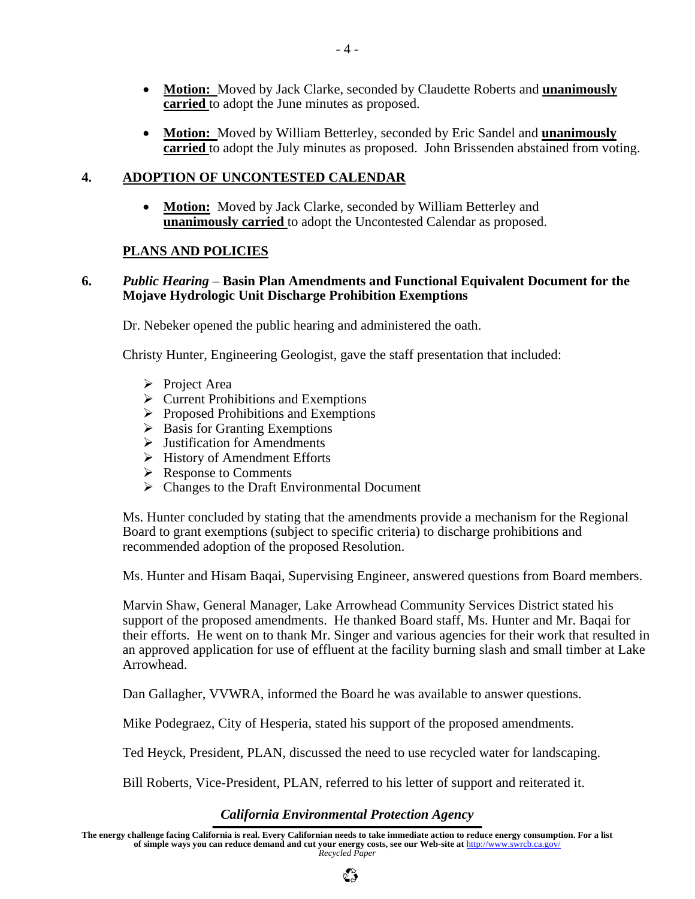- **Motion:** Moved by Jack Clarke, seconded by Claudette Roberts and **unanimously carried** to adopt the June minutes as proposed.

- **Motion:** Moved by William Betterley, seconded by Eric Sandel and **unanimously carried** to adopt the July minutes as proposed. John Brissenden abstained from voting.

## 4. ADOPTION OF UNCONTESTED CALENDAR

- **Motion:** Moved by Jack Clarke, seconded by William Betterley and **unanimously carried** to adopt the Uncontested Calendar as proposed.

## PLANS AND POLICIES

### 6. *Public Hearing* – Basin Plan Amendments and Functional Equivalent Document for the Mojave Hydrologic Unit Discharge Prohibition Exemptions

Dr. Nebeker opened the public hearing and administered the oath.

Christy Hunter, Engineering Geologist, gave the staff presentation that included:

- Project Area
- Current Prohibitions and Exemptions
- Proposed Prohibitions and Exemptions
- Basis for Granting Exemptions
- Justification for Amendments
- History of Amendment Efforts
- Response to Comments
- Changes to the Draft Environmental Document

Ms. Hunter concluded by stating that the amendments provide a mechanism for the Regional Board to grant exemptions (subject to specific criteria) to discharge prohibitions and recommended adoption of the proposed Resolution.

Ms. Hunter and Hisam Baqai, Supervising Engineer, answered questions from Board members.

Marvin Shaw, General Manager, Lake Arrowhead Community Services District stated his support of the proposed amendments. He thanked Board staff, Ms. Hunter and Mr. Baqai for their efforts. He went on to thank Mr. Singer and various agencies for their work that resulted in an approved application for use of effluent at the facility burning slash and small timber at Lake Arrowhead.

Dan Gallagher, VVWRA, informed the Board he was available to answer questions.

Mike Podegraez, City of Hesperia, stated his support of the proposed amendments.

Ted Heyck, President, PLAN, discussed the need to use recycled water for landscaping.

Bill Roberts, Vice-President, PLAN, referred to his letter of support and reiterated it.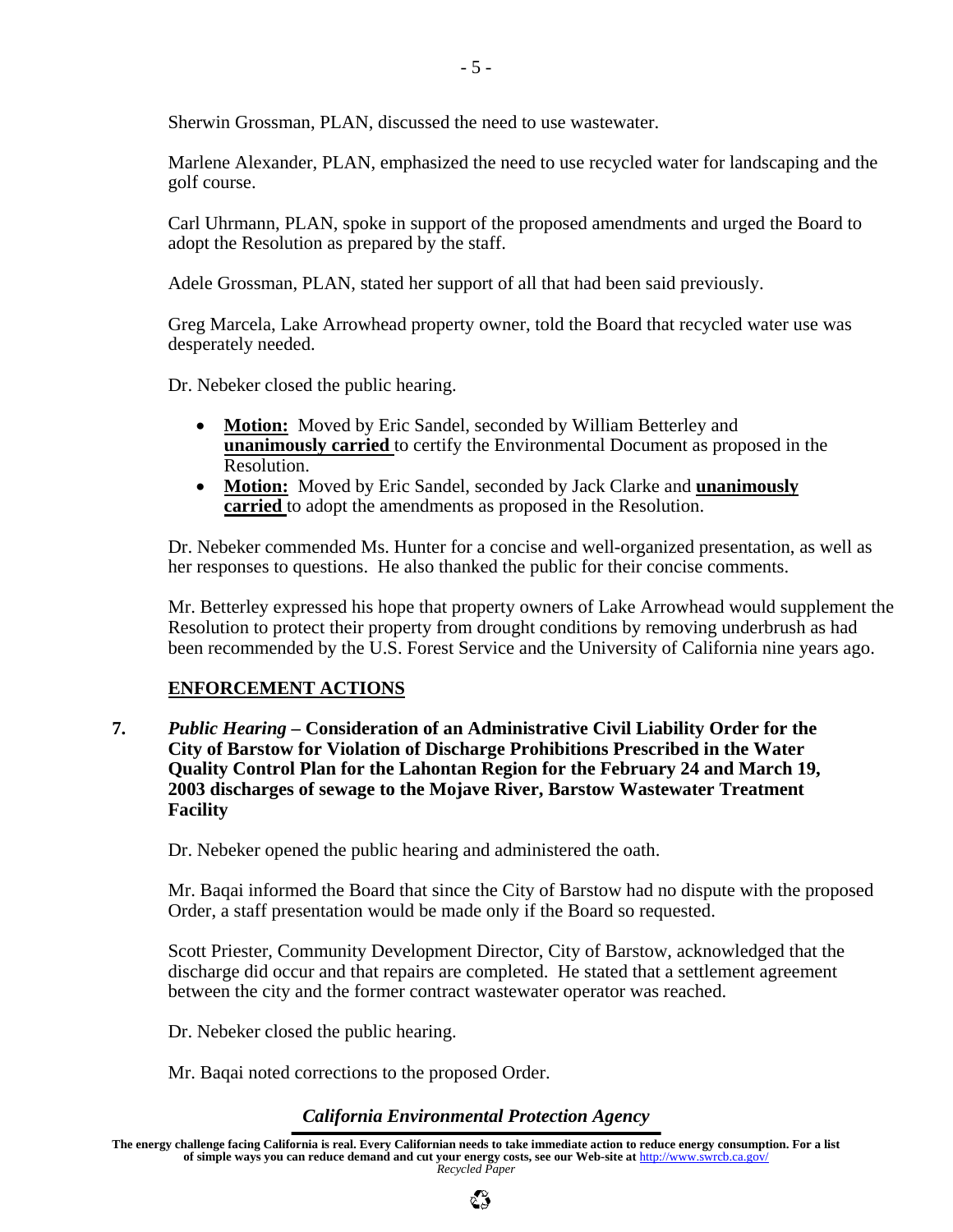Sherwin Grossman, PLAN, discussed the need to use wastewater.

Marlene Alexander, PLAN, emphasized the need to use recycled water for landscaping and the golf course.

Carl Uhrmann, PLAN, spoke in support of the proposed amendments and urged the Board to adopt the Resolution as prepared by the staff.

Adele Grossman, PLAN, stated her support of all that had been said previously.

Greg Marcela, Lake Arrowhead property owner, told the Board that recycled water use was desperately needed.

Dr. Nebeker closed the public hearing.

- **Motion:** Moved by Eric Sandel, seconded by William Betterley and **unanimously carried** to certify the Environmental Document as proposed in the Resolution.
- **Motion:** Moved by Eric Sandel, seconded by Jack Clarke and **unanimously carried** to adopt the amendments as proposed in the Resolution.

Dr. Nebeker commended Ms. Hunter for a concise and well-organized presentation, as well as her responses to questions. He also thanked the public for their concise comments.

Mr. Betterley expressed his hope that property owners of Lake Arrowhead would supplement the Resolution to protect their property from drought conditions by removing underbrush as had been recommended by the U.S. Forest Service and the University of California nine years ago.

## ENFORCEMENT ACTIONS

**7.** ***Public Hearing*** **– Consideration of an Administrative Civil Liability Order for the City of Barstow for Violation of Discharge Prohibitions Prescribed in the Water Quality Control Plan for the Lahontan Region for the February 24 and March 19, 2003 discharges of sewage to the Mojave River, Barstow Wastewater Treatment Facility**

Dr. Nebeker opened the public hearing and administered the oath.

Mr. Baqai informed the Board that since the City of Barstow had no dispute with the proposed Order, a staff presentation would be made only if the Board so requested.

Scott Priester, Community Development Director, City of Barstow, acknowledged that the discharge did occur and that repairs are completed. He stated that a settlement agreement between the city and the former contract wastewater operator was reached.

Dr. Nebeker closed the public hearing.

Mr. Baqai noted corrections to the proposed Order.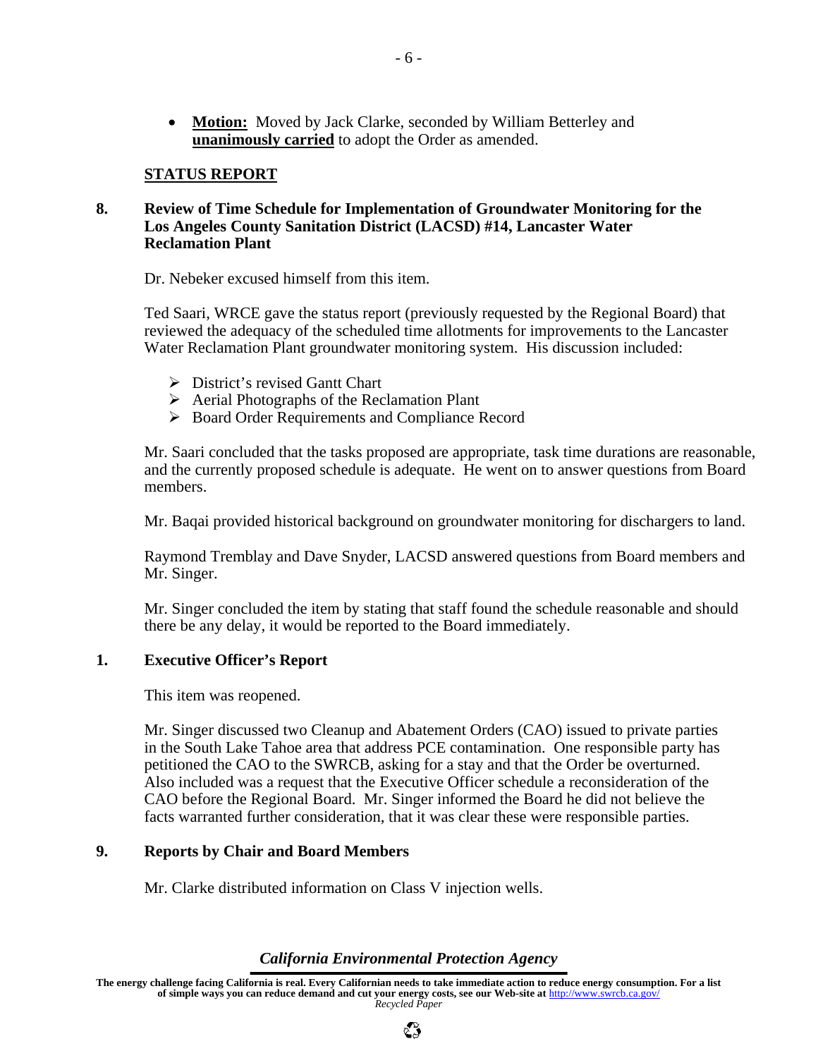- **Motion:** Moved by Jack Clarke, seconded by William Betterley and **unanimously carried** to adopt the Order as amended.

## STATUS REPORT

### 8. Review of Time Schedule for Implementation of Groundwater Monitoring for the Los Angeles County Sanitation District (LACSD) #14, Lancaster Water Reclamation Plant

Dr. Nebeker excused himself from this item.

Ted Saari, WRCE gave the status report (previously requested by the Regional Board) that reviewed the adequacy of the scheduled time allotments for improvements to the Lancaster Water Reclamation Plant groundwater monitoring system. His discussion included:

- District's revised Gantt Chart
- Aerial Photographs of the Reclamation Plant
- Board Order Requirements and Compliance Record

Mr. Saari concluded that the tasks proposed are appropriate, task time durations are reasonable, and the currently proposed schedule is adequate. He went on to answer questions from Board members.

Mr. Baqai provided historical background on groundwater monitoring for dischargers to land.

Raymond Tremblay and Dave Snyder, LACSD answered questions from Board members and Mr. Singer.

Mr. Singer concluded the item by stating that staff found the schedule reasonable and should there be any delay, it would be reported to the Board immediately.

### 1. Executive Officer's Report

This item was reopened.

Mr. Singer discussed two Cleanup and Abatement Orders (CAO) issued to private parties in the South Lake Tahoe area that address PCE contamination. One responsible party has petitioned the CAO to the SWRCB, asking for a stay and that the Order be overturned. Also included was a request that the Executive Officer schedule a reconsideration of the CAO before the Regional Board. Mr. Singer informed the Board he did not believe the facts warranted further consideration, that it was clear these were responsible parties.

### 9. Reports by Chair and Board Members

Mr. Clarke distributed information on Class V injection wells.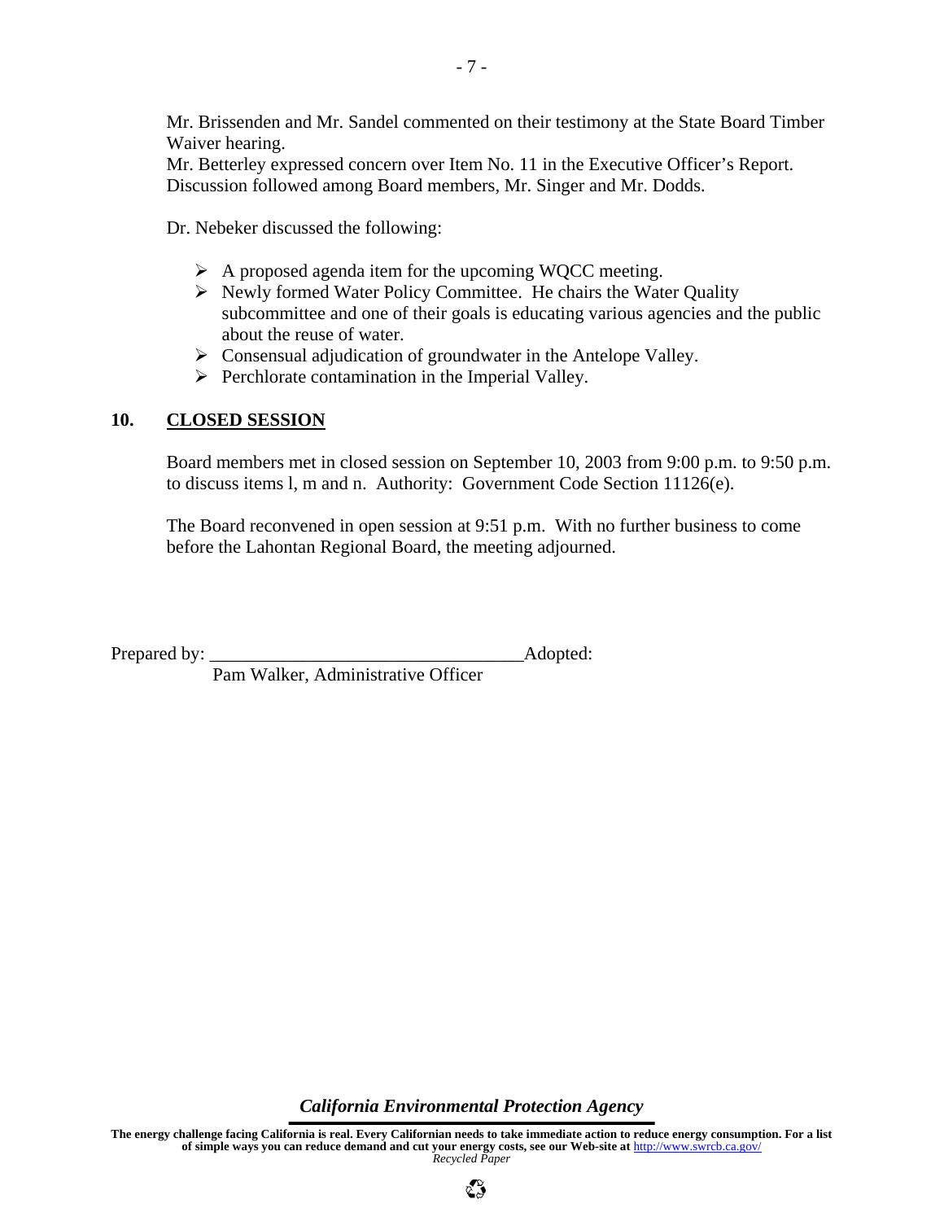Mr. Brissenden and Mr. Sandel commented on their testimony at the State Board Timber Waiver hearing.
Mr. Betterley expressed concern over Item No. 11 in the Executive Officer's Report. Discussion followed among Board members, Mr. Singer and Mr. Dodds.

Dr. Nebeker discussed the following:

- A proposed agenda item for the upcoming WQCC meeting.
- Newly formed Water Policy Committee. He chairs the Water Quality subcommittee and one of their goals is educating various agencies and the public about the reuse of water.
- Consensual adjudication of groundwater in the Antelope Valley.
- Perchlorate contamination in the Imperial Valley.

## 10. CLOSED SESSION

Board members met in closed session on September 10, 2003 from 9:00 p.m. to 9:50 p.m. to discuss items l, m and n. Authority: Government Code Section 11126(e).

The Board reconvened in open session at 9:51 p.m. With no further business to come before the Lahontan Regional Board, the meeting adjourned.

Prepared by: ________________________________ Adopted:
Pam Walker, Administrative Officer

*California Environmental Protection Agency*

**The energy challenge facing California is real. Every Californian needs to take immediate action to reduce energy consumption. For a list of simple ways you can reduce demand and cut your energy costs, see our Web-site at http://www.swrcb.ca.gov/**
*Recycled Paper*